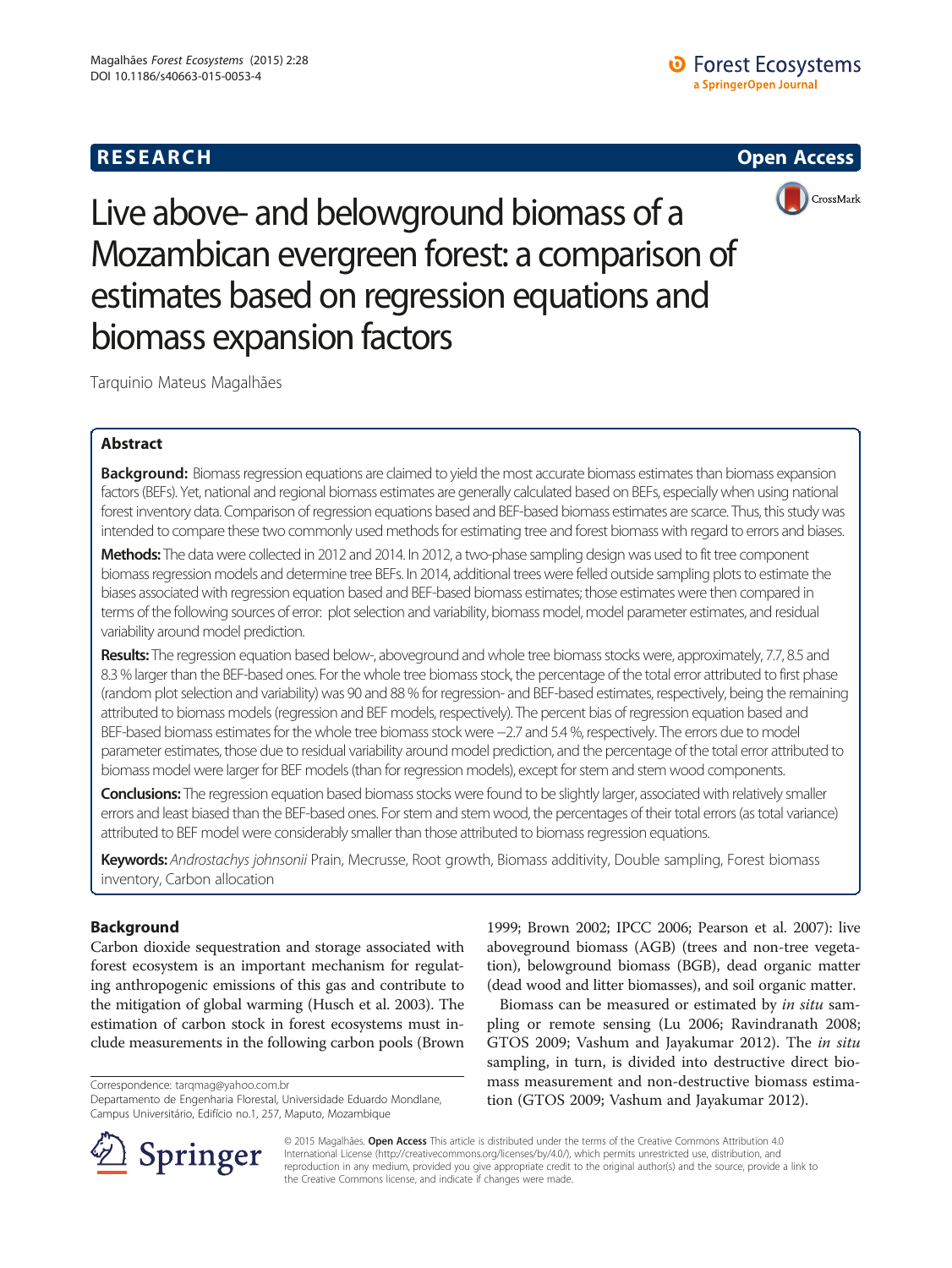RESEARCH Open Access

# Live above- and belowground biomass of a Mozambican evergreen forest: a comparison of estimates based on regression equations and biomass expansion factors

Tarquinio Mateus Magalhães

## Abstract

**Background:** Biomass regression equations are claimed to yield the most accurate biomass estimates than biomass expansion factors (BEFs). Yet, national and regional biomass estimates are generally calculated based on BEFs, especially when using national forest inventory data. Comparison of regression equations based and BEF-based biomass estimates are scarce. Thus, this study was intended to compare these two commonly used methods for estimating tree and forest biomass with regard to errors and biases.

**Methods:** The data were collected in 2012 and 2014. In 2012, a two-phase sampling design was used to fit tree component biomass regression models and determine tree BEFs. In 2014, additional trees were felled outside sampling plots to estimate the biases associated with regression equation based and BEF-based biomass estimates; those estimates were then compared in terms of the following sources of error: plot selection and variability, biomass model, model parameter estimates, and residual variability around model prediction.

**Results:** The regression equation based below-, aboveground and whole tree biomass stocks were, approximately, 7.7, 8.5 and 8.3 % larger than the BEF-based ones. For the whole tree biomass stock, the percentage of the total error attributed to first phase (random plot selection and variability) was 90 and 88 % for regression- and BEF-based estimates, respectively, being the remaining attributed to biomass models (regression and BEF models, respectively). The percent bias of regression equation based and BEF-based biomass estimates for the whole tree biomass stock were −2.7 and 5.4 %, respectively. The errors due to model parameter estimates, those due to residual variability around model prediction, and the percentage of the total error attributed to biomass model were larger for BEF models (than for regression models), except for stem and stem wood components.

**Conclusions:** The regression equation based biomass stocks were found to be slightly larger, associated with relatively smaller errors and least biased than the BEF-based ones. For stem and stem wood, the percentages of their total errors (as total variance) attributed to BEF model were considerably smaller than those attributed to biomass regression equations.

**Keywords:** *Androstachys johnsonii* Prain, Mecrusse, Root growth, Biomass additivity, Double sampling, Forest biomass inventory, Carbon allocation

## Background

Carbon dioxide sequestration and storage associated with forest ecosystem is an important mechanism for regulating anthropogenic emissions of this gas and contribute to the mitigation of global warming (Husch et al. 2003). The estimation of carbon stock in forest ecosystems must include measurements in the following carbon pools (Brown 1999; Brown 2002; IPCC 2006; Pearson et al. 2007): live aboveground biomass (AGB) (trees and non-tree vegetation), belowground biomass (BGB), dead organic matter (dead wood and litter biomasses), and soil organic matter.

Biomass can be measured or estimated by *in situ* sampling or remote sensing (Lu 2006; Ravindranath 2008; GTOS 2009; Vashum and Jayakumar 2012). The *in situ* sampling, in turn, is divided into destructive direct biomass measurement and non-destructive biomass estimation (GTOS 2009; Vashum and Jayakumar 2012).

Correspondence: tarqmag@yahoo.com.br
Departamento de Engenharia Florestal, Universidade Eduardo Mondlane, Campus Universitário, Edifício no.1, 257, Maputo, Mozambique

© 2015 Magalhães. **Open Access** This article is distributed under the terms of the Creative Commons Attribution 4.0 International License (http://creativecommons.org/licenses/by/4.0/), which permits unrestricted use, distribution, and reproduction in any medium, provided you give appropriate credit to the original author(s) and the source, provide a link to the Creative Commons license, and indicate if changes were made.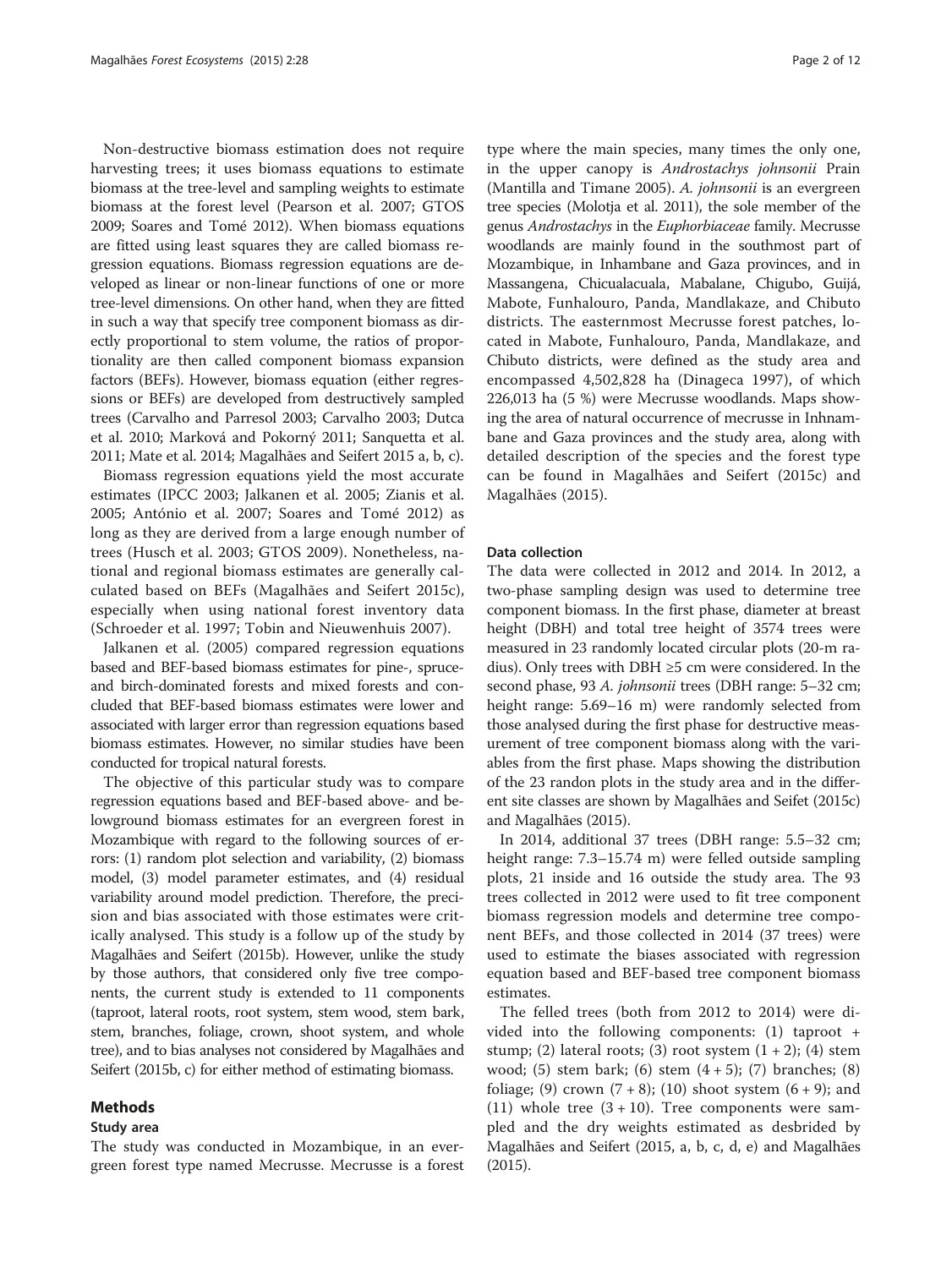Non-destructive biomass estimation does not require harvesting trees; it uses biomass equations to estimate biomass at the tree-level and sampling weights to estimate biomass at the forest level (Pearson et al. 2007; GTOS 2009; Soares and Tomé 2012). When biomass equations are fitted using least squares they are called biomass regression equations. Biomass regression equations are developed as linear or non-linear functions of one or more tree-level dimensions. On other hand, when they are fitted in such a way that specify tree component biomass as directly proportional to stem volume, the ratios of proportionality are then called component biomass expansion factors (BEFs). However, biomass equation (either regressions or BEFs) are developed from destructively sampled trees (Carvalho and Parresol 2003; Carvalho 2003; Dutca et al. 2010; Marková and Pokorný 2011; Sanquetta et al. 2011; Mate et al. 2014; Magalhães and Seifert 2015 a, b, c).

Biomass regression equations yield the most accurate estimates (IPCC 2003; Jalkanen et al. 2005; Zianis et al. 2005; António et al. 2007; Soares and Tomé 2012) as long as they are derived from a large enough number of trees (Husch et al. 2003; GTOS 2009). Nonetheless, national and regional biomass estimates are generally calculated based on BEFs (Magalhães and Seifert 2015c), especially when using national forest inventory data (Schroeder et al. 1997; Tobin and Nieuwenhuis 2007).

Jalkanen et al. (2005) compared regression equations based and BEF-based biomass estimates for pine-, spruce- and birch-dominated forests and mixed forests and concluded that BEF-based biomass estimates were lower and associated with larger error than regression equations based biomass estimates. However, no similar studies have been conducted for tropical natural forests.

The objective of this particular study was to compare regression equations based and BEF-based above- and belowground biomass estimates for an evergreen forest in Mozambique with regard to the following sources of errors: (1) random plot selection and variability, (2) biomass model, (3) model parameter estimates, and (4) residual variability around model prediction. Therefore, the precision and bias associated with those estimates were critically analysed. This study is a follow up of the study by Magalhães and Seifert (2015b). However, unlike the study by those authors, that considered only five tree components, the current study is extended to 11 components (taproot, lateral roots, root system, stem wood, stem bark, stem, branches, foliage, crown, shoot system, and whole tree), and to bias analyses not considered by Magalhães and Seifert (2015b, c) for either method of estimating biomass.

## Methods

### Study area

The study was conducted in Mozambique, in an evergreen forest type named Mecrusse. Mecrusse is a forest type where the main species, many times the only one, in the upper canopy is *Androstachys johnsonii* Prain (Mantilla and Timane 2005). *A. johnsonii* is an evergreen tree species (Molotja et al. 2011), the sole member of the genus *Androstachys* in the *Euphorbiaceae* family. Mecrusse woodlands are mainly found in the southmost part of Mozambique, in Inhambane and Gaza provinces, and in Massangena, Chicualacuala, Mabalane, Chigubo, Guijá, Mabote, Funhalouro, Panda, Mandlakaze, and Chibuto districts. The easternmost Mecrusse forest patches, located in Mabote, Funhalouro, Panda, Mandlakaze, and Chibuto districts, were defined as the study area and encompassed 4,502,828 ha (Dinageca 1997), of which 226,013 ha (5 %) were Mecrusse woodlands. Maps showing the area of natural occurrence of mecrusse in Inhnambane and Gaza provinces and the study area, along with detailed description of the species and the forest type can be found in Magalhães and Seifert (2015c) and Magalhães (2015).

### Data collection

The data were collected in 2012 and 2014. In 2012, a two-phase sampling design was used to determine tree component biomass. In the first phase, diameter at breast height (DBH) and total tree height of 3574 trees were measured in 23 randomly located circular plots (20-m radius). Only trees with DBH ≥5 cm were considered. In the second phase, 93 *A. johnsonii* trees (DBH range: 5–32 cm; height range: 5.69–16 m) were randomly selected from those analysed during the first phase for destructive measurement of tree component biomass along with the variables from the first phase. Maps showing the distribution of the 23 randon plots in the study area and in the different site classes are shown by Magalhães and Seifet (2015c) and Magalhães (2015).

In 2014, additional 37 trees (DBH range: 5.5–32 cm; height range: 7.3–15.74 m) were felled outside sampling plots, 21 inside and 16 outside the study area. The 93 trees collected in 2012 were used to fit tree component biomass regression models and determine tree component BEFs, and those collected in 2014 (37 trees) were used to estimate the biases associated with regression equation based and BEF-based tree component biomass estimates.

The felled trees (both from 2012 to 2014) were divided into the following components: (1) taproot + stump; (2) lateral roots; (3) root system (1 + 2); (4) stem wood; (5) stem bark; (6) stem (4 + 5); (7) branches; (8) foliage; (9) crown (7 + 8); (10) shoot system (6 + 9); and (11) whole tree (3 + 10). Tree components were sampled and the dry weights estimated as desbrided by Magalhães and Seifert (2015, a, b, c, d, e) and Magalhães (2015).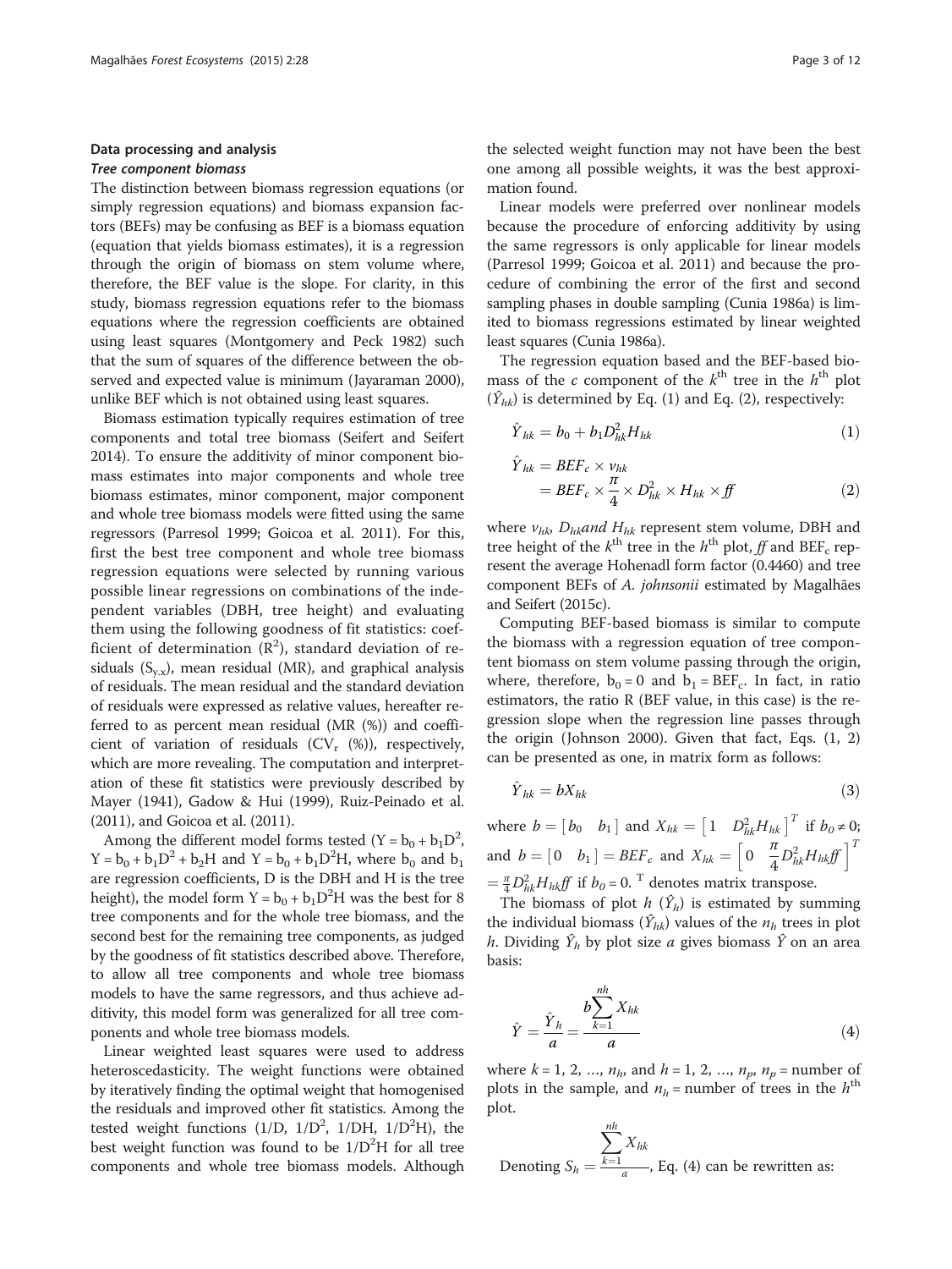### Data processing and analysis

#### *Tree component biomass*

The distinction between biomass regression equations (or simply regression equations) and biomass expansion factors (BEFs) may be confusing as BEF is a biomass equation (equation that yields biomass estimates), it is a regression through the origin of biomass on stem volume where, therefore, the BEF value is the slope. For clarity, in this study, biomass regression equations refer to the biomass equations where the regression coefficients are obtained using least squares (Montgomery and Peck 1982) such that the sum of squares of the difference between the observed and expected value is minimum (Jayaraman 2000), unlike BEF which is not obtained using least squares.

Biomass estimation typically requires estimation of tree components and total tree biomass (Seifert and Seifert 2014). To ensure the additivity of minor component biomass estimates into major components and whole tree biomass estimates, minor component, major component and whole tree biomass models were fitted using the same regressors (Parresol 1999; Goicoa et al. 2011). For this, first the best tree component and whole tree biomass regression equations were selected by running various possible linear regressions on combinations of the independent variables (DBH, tree height) and evaluating them using the following goodness of fit statistics: coefficient of determination ($R^2$), standard deviation of residuals ($S_{y.x}$), mean residual (MR), and graphical analysis of residuals. The mean residual and the standard deviation of residuals were expressed as relative values, hereafter referred to as percent mean residual (MR (%)) and coefficient of variation of residuals ($CV_r$ (%)), respectively, which are more revealing. The computation and interpretation of these fit statistics were previously described by Mayer (1941), Gadow & Hui (1999), Ruiz-Peinado et al. (2011), and Goicoa et al. (2011).

Among the different model forms tested ($Y = b_0 + b_1D^2$, $Y = b_0 + b_1D^2 + b_2H$ and $Y = b_0 + b_1D^2H$, where $b_0$ and $b_1$ are regression coefficients, D is the DBH and H is the tree height), the model form $Y = b_0 + b_1D^2H$ was the best for 8 tree components and for the whole tree biomass, and the second best for the remaining tree components, as judged by the goodness of fit statistics described above. Therefore, to allow all tree components and whole tree biomass models to have the same regressors, and thus achieve additivity, this model form was generalized for all tree components and whole tree biomass models.

Linear weighted least squares were used to address heteroscedasticity. The weight functions were obtained by iteratively finding the optimal weight that homogenised the residuals and improved other fit statistics. Among the tested weight functions ($1/D$, $1/D^2$, $1/DH$, $1/D^2H$), the best weight function was found to be $1/D^2H$ for all tree components and whole tree biomass models. Although the selected weight function may not have been the best one among all possible weights, it was the best approximation found.

Linear models were preferred over nonlinear models because the procedure of enforcing additivity by using the same regressors is only applicable for linear models (Parresol 1999; Goicoa et al. 2011) and because the procedure of combining the error of the first and second sampling phases in double sampling (Cunia 1986a) is limited to biomass regressions estimated by linear weighted least squares (Cunia 1986a).

The regression equation based and the BEF-based biomass of the *c* component of the $k^{th}$ tree in the $h^{th}$ plot ($\hat{Y}_{hk}$) is determined by Eq. (1) and Eq. (2), respectively:

$$\hat{Y}_{hk} = b_0 + b_1 D_{hk}^2 H_{hk} \tag{1}$$

$$\begin{aligned} \hat{Y}_{hk} &= BEF_c \times v_{hk} \\ &= BEF_c \times \frac{\pi}{4} \times D_{hk}^2 \times H_{hk} \times ff \end{aligned} \tag{2}$$

where $v_{hk}$, $D_{hk}$ and $H_{hk}$ represent stem volume, DBH and tree height of the $k^{th}$ tree in the $h^{th}$ plot, $ff$ and $BEF_c$ represent the average Hohenadl form factor (0.4460) and tree component BEFs of *A. johnsonii* estimated by Magalhães and Seifert (2015c).

Computing BEF-based biomass is similar to compute the biomass with a regression equation of tree component biomass on stem volume passing through the origin, where, therefore, $b_0 = 0$ and $b_1 = BEF_c$. In fact, in ratio estimators, the ratio R (BEF value, in this case) is the regression slope when the regression line passes through the origin (Johnson 2000). Given that fact, Eqs. (1, 2) can be presented as one, in matrix form as follows:

$$\hat{Y}_{hk} = bX_{hk} \tag{3}$$

where $b = \begin{bmatrix} b_0 & b_1 \end{bmatrix}$ and $X_{hk} = \begin{bmatrix} 1 & D_{hk}^2 H_{hk} \end{bmatrix}^T$ if $b_0 \neq 0$; and $b = \begin{bmatrix} 0 & b_1 \end{bmatrix} = BEF_c$ and $X_{hk} = \begin{bmatrix} 0 & \frac{\pi}{4} D_{hk}^2 H_{hk} ff \end{bmatrix}^T = \frac{\pi}{4} D_{hk}^2 H_{hk} ff$ if $b_0 = 0$. $^T$ denotes matrix transpose.

The biomass of plot *h* ($\hat{Y}_h$) is estimated by summing the individual biomass ($\hat{Y}_{hk}$) values of the $n_h$ trees in plot *h*. Dividing $\hat{Y}_h$ by plot size *a* gives biomass $\hat{Y}$ on an area basis:

$$\hat{Y} = \frac{\hat{Y}_h}{a} = \frac{b \sum_{k=1}^{nh} X_{hk}}{a} \tag{4}$$

where $k = 1, 2, \ldots, n_h$, and $h = 1, 2, \ldots, n_p$, $n_p$ = number of plots in the sample, and $n_h$ = number of trees in the $h^{th}$ plot.

Denoting $S_h = \frac{\sum_{k=1}^{nh} X_{hk}}{a}$, Eq. (4) can be rewritten as: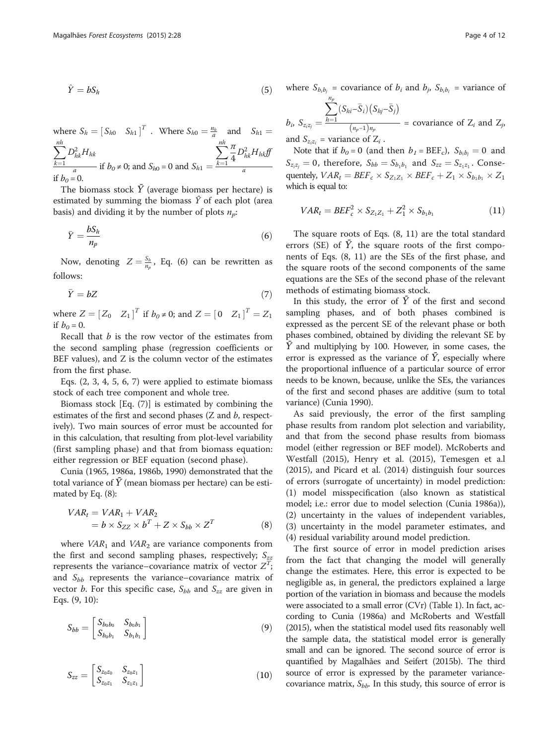$$\hat{Y} = bS_h \tag{5}$$

where $S_h = \begin{bmatrix} S_{h0} & S_{h1} \end{bmatrix}^T$. Where $S_{h0} = \frac{n_h}{a}$ and $S_{h1} = \frac{\sum_{k=1}^{nh} D_{hk}^2 H_{hk}}{a}$ if $b_0 \neq 0$; and $S_{h0} = 0$ and $S_{h1} = \frac{\sum_{k=1}^{nh} \frac{\pi}{4} D_{hk}^2 H_{hk} ff}{a}$ if $b_0 = 0$.

The biomass stock $\bar{Y}$ (average biomass per hectare) is estimated by summing the biomass $\hat{Y}$ of each plot (area basis) and dividing it by the number of plots $n_p$:

$$\bar{Y} = \frac{bS_h}{n_p} \tag{6}$$

Now, denoting $Z = \frac{S_h}{n_p}$, Eq. (6) can be rewritten as follows:

$$\bar{Y} = bZ \tag{7}$$

where $Z = \begin{bmatrix} Z_0 & Z_1 \end{bmatrix}^T$ if $b_0 \neq 0$; and $Z = \begin{bmatrix} 0 & Z_1 \end{bmatrix}^T = Z_1$ if $b_0 = 0$.

Recall that $b$ is the row vector of the estimates from the second sampling phase (regression coefficients or BEF values), and Z is the column vector of the estimates from the first phase.

Eqs. (2, 3, 4, 5, 6, 7) were applied to estimate biomass stock of each tree component and whole tree.

Biomass stock [Eq. (7)] is estimated by combining the estimates of the first and second phases (Z and $b$, respectively). Two main sources of error must be accounted for in this calculation, that resulting from plot-level variability (first sampling phase) and that from biomass equation: either regression or BEF equation (second phase).

Cunia (1965, 1986a, 1986b, 1990) demonstrated that the total variance of $\bar{Y}$ (mean biomass per hectare) can be estimated by Eq. (8):

$$\begin{aligned} VAR_t &= VAR_1 + VAR_2 \\ &= b \times S_{ZZ} \times b^T + Z \times S_{bb} \times Z^T \end{aligned} \tag{8}$$

where $VAR_1$ and $VAR_2$ are variance components from the first and second sampling phases, respectively; $S_{zz}$ represents the variance–covariance matrix of vector $Z^T$; and $S_{bb}$ represents the variance–covariance matrix of vector $b$. For this specific case, $S_{bb}$ and $S_{zz}$ are given in Eqs. (9, 10):

$$S_{bb} = \begin{bmatrix} S_{b_0b_0} & S_{b_0b_1} \\ S_{b_0b_1} & S_{b_1b_1} \end{bmatrix} \tag{9}$$

$$S_{zz} = \begin{bmatrix} S_{z_0z_0} & S_{z_0z_1} \\ S_{z_0z_1} & S_{z_1z_1} \end{bmatrix} \tag{10}$$

where $S_{b_ib_j}$ = covariance of $b_i$ and $b_j$, $S_{b_ib_i}$ = variance of $b_i$, $S_{z_iz_j} = \frac{\sum_{h=1}^{n_p} (S_{hi} - \bar{S}_i)(S_{hj} - \bar{S}_j)}{(n_p - 1)n_p}$ = covariance of $Z_i$ and $Z_j$, and $S_{z_iz_i}$ = variance of $Z_i$.

Note that if $b_0 = 0$ (and then $b_1 = \text{BEF}_c$), $S_{b_ib_j} = 0$ and $S_{z_iz_j} = 0$, therefore, $S_{bb} = S_{b_1b_1}$ and $S_{zz} = S_{z_1z_1}$. Consequently, $VAR_t = BEF_c \times S_{Z_1Z_1} \times BEF_c + Z_1 \times S_{b_1b_1} \times Z_1$ which is equal to:

$$VAR_t = BEF_c^2 \times S_{Z_1Z_1} + Z_1^2 \times S_{b_1b_1} \tag{11}$$

The square roots of Eqs. (8, 11) are the total standard errors (SE) of $\bar{Y}$, the square roots of the first components of Eqs. (8, 11) are the SEs of the first phase, and the square roots of the second components of the same equations are the SEs of the second phase of the relevant methods of estimating biomass stock.

In this study, the error of $\bar{Y}$ of the first and second sampling phases, and of both phases combined is expressed as the percent SE of the relevant phase or both phases combined, obtained by dividing the relevant SE by $\bar{Y}$ and multiplying by 100. However, in some cases, the error is expressed as the variance of $\bar{Y}$, especially where the proportional influence of a particular source of error needs to be known, because, unlike the SEs, the variances of the first and second phases are additive (sum to total variance) (Cunia 1990).

As said previously, the error of the first sampling phase results from random plot selection and variability, and that from the second phase results from biomass model (either regression or BEF model). McRoberts and Westfall (2015), Henry et al. (2015), Temesgen et a.l (2015), and Picard et al. (2014) distinguish four sources of errors (surrogate of uncertainty) in model prediction: (1) model misspecification (also known as statistical model; i.e.: error due to model selection (Cunia 1986a)), (2) uncertainty in the values of independent variables, (3) uncertainty in the model parameter estimates, and (4) residual variability around model prediction.

The first source of error in model prediction arises from the fact that changing the model will generally change the estimates. Here, this error is expected to be negligible as, in general, the predictors explained a large portion of the variation in biomass and because the models were associated to a small error (CVr) (Table 1). In fact, according to Cunia (1986a) and McRoberts and Westfall (2015), when the statistical model used fits reasonably well the sample data, the statistical model error is generally small and can be ignored. The second source of error is quantified by Magalhães and Seifert (2015b). The third source of error is expressed by the parameter variance-covariance matrix, $S_{bb}$. In this study, this source of error is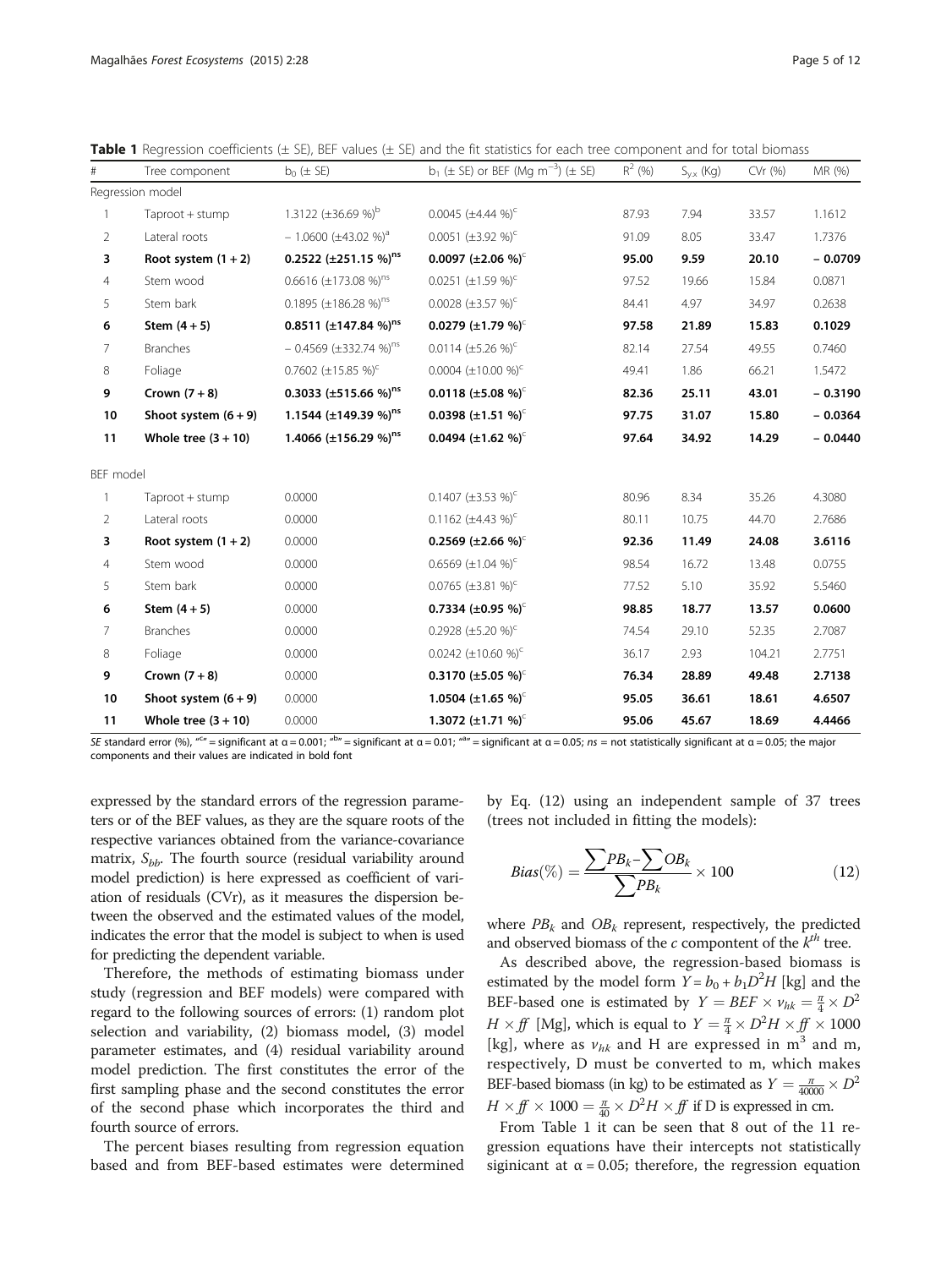**Table 1** Regression coefficients (± SE), BEF values (± SE) and the fit statistics for each tree component and for total biomass

| # | Tree component | $b_0$ (± SE) | $b_1$ (± SE) or BEF (Mg m$^{-3}$) (± SE) | $R^2$ (%) | $S_{y.x}$ (Kg) | CVr (%) | MR (%) |
|---|---|---|---|---|---|---|---|
| Regression model | | | | | | | |
| 1 | Taproot + stump | 1.3122 (±36.69 %)[b] | 0.0045 (±4.44 %)[c] | 87.93 | 7.94 | 33.57 | 1.1612 |
| 2 | Lateral roots | − 1.0600 (±43.02 %)[a] | 0.0051 (±3.92 %)[c] | 91.09 | 8.05 | 33.47 | 1.7376 |
| **3** | **Root system (1 + 2)** | **0.2522 (±251.15 %)[ns]** | **0.0097 (±2.06 %)[c]** | **95.00** | **9.59** | **20.10** | **− 0.0709** |
| 4 | Stem wood | 0.6616 (±173.08 %)[ns] | 0.0251 (±1.59 %)[c] | 97.52 | 19.66 | 15.84 | 0.0871 |
| 5 | Stem bark | 0.1895 (±186.28 %)[ns] | 0.0028 (±3.57 %)[c] | 84.41 | 4.97 | 34.97 | 0.2638 |
| **6** | **Stem (4 + 5)** | **0.8511 (±147.84 %)[ns]** | **0.0279 (±1.79 %)[c]** | **97.58** | **21.89** | **15.83** | **0.1029** |
| 7 | Branches | − 0.4569 (±332.74 %)[ns] | 0.0114 (±5.26 %)[c] | 82.14 | 27.54 | 49.55 | 0.7460 |
| 8 | Foliage | 0.7602 (±15.85 %)[c] | 0.0004 (±10.00 %)[c] | 49.41 | 1.86 | 66.21 | 1.5472 |
| **9** | **Crown (7 + 8)** | **0.3033 (±515.66 %)[ns]** | **0.0118 (±5.08 %)[c]** | **82.36** | **25.11** | **43.01** | **− 0.3190** |
| **10** | **Shoot system (6 + 9)** | **1.1544 (±149.39 %)[ns]** | **0.0398 (±1.51 %)[c]** | **97.75** | **31.07** | **15.80** | **− 0.0364** |
| **11** | **Whole tree (3 + 10)** | **1.4066 (±156.29 %)[ns]** | **0.0494 (±1.62 %)[c]** | **97.64** | **34.92** | **14.29** | **− 0.0440** |
| BEF model | | | | | | | |
| 1 | Taproot + stump | 0.0000 | 0.1407 (±3.53 %)[c] | 80.96 | 8.34 | 35.26 | 4.3080 |
| 2 | Lateral roots | 0.0000 | 0.1162 (±4.43 %)[c] | 80.11 | 10.75 | 44.70 | 2.7686 |
| **3** | **Root system (1 + 2)** | 0.0000 | **0.2569 (±2.66 %)[c]** | **92.36** | **11.49** | **24.08** | **3.6116** |
| 4 | Stem wood | 0.0000 | 0.6569 (±1.04 %)[c] | 98.54 | 16.72 | 13.48 | 0.0755 |
| 5 | Stem bark | 0.0000 | 0.0765 (±3.81 %)[c] | 77.52 | 5.10 | 35.92 | 5.5460 |
| **6** | **Stem (4 + 5)** | 0.0000 | **0.7334 (±0.95 %)[c]** | **98.85** | **18.77** | **13.57** | **0.0600** |
| 7 | Branches | 0.0000 | 0.2928 (±5.20 %)[c] | 74.54 | 29.10 | 52.35 | 2.7087 |
| 8 | Foliage | 0.0000 | 0.0242 (±10.60 %)[c] | 36.17 | 2.93 | 104.21 | 2.7751 |
| **9** | **Crown (7 + 8)** | 0.0000 | **0.3170 (±5.05 %)[c]** | **76.34** | **28.89** | **49.48** | **2.7138** |
| **10** | **Shoot system (6 + 9)** | 0.0000 | **1.0504 (±1.65 %)[c]** | **95.05** | **36.61** | **18.61** | **4.6507** |
| **11** | **Whole tree (3 + 10)** | 0.0000 | **1.3072 (±1.71 %)[c]** | **95.06** | **45.67** | **18.69** | **4.4466** |

*SE* standard error (%); "c" = significant at α = 0.001; "b" = significant at α = 0.01; "a" = significant at α = 0.05; *ns* = not statistically significant at α = 0.05; the major components and their values are indicated in bold font

expressed by the standard errors of the regression parameters or of the BEF values, as they are the square roots of the respective variances obtained from the variance-covariance matrix, $S_{bb}$. The fourth source (residual variability around model prediction) is here expressed as coefficient of variation of residuals (CVr), as it measures the dispersion between the observed and the estimated values of the model, indicates the error that the model is subject to when is used for predicting the dependent variable.

Therefore, the methods of estimating biomass under study (regression and BEF models) were compared with regard to the following sources of errors: (1) random plot selection and variability, (2) biomass model, (3) model parameter estimates, and (4) residual variability around model prediction. The first constitutes the error of the first sampling phase and the second constitutes the error of the second phase which incorporates the third and fourth source of errors.

The percent biases resulting from regression equation based and from BEF-based estimates were determined by Eq. (12) using an independent sample of 37 trees (trees not included in fitting the models):

$$Bias(\%) = \frac{\sum PB_k - \sum OB_k}{\sum PB_k} \times 100 \tag{12}$$

where $PB_k$ and $OB_k$ represent, respectively, the predicted and observed biomass of the *c* compontent of the $k^{th}$ tree.

As described above, the regression-based biomass is estimated by the model form $Y = b_0 + b_1 D^2 H$ [kg] and the BEF-based one is estimated by $Y = BEF \times v_{hk} = \frac{\pi}{4} \times D^2 H \times ff$ [Mg], which is equal to $Y = \frac{\pi}{4} \times D^2 H \times ff \times 1000$ [kg], where as $v_{hk}$ and H are expressed in m$^3$ and m, respectively, D must be converted to m, which makes BEF-based biomass (in kg) to be estimated as $Y = \frac{\pi}{40000} \times D^2 H \times ff \times 1000 = \frac{\pi}{40} \times D^2 H \times ff$ if D is expressed in cm.

From Table 1 it can be seen that 8 out of the 11 regression equations have their intercepts not statistically siginicant at α = 0.05; therefore, the regression equation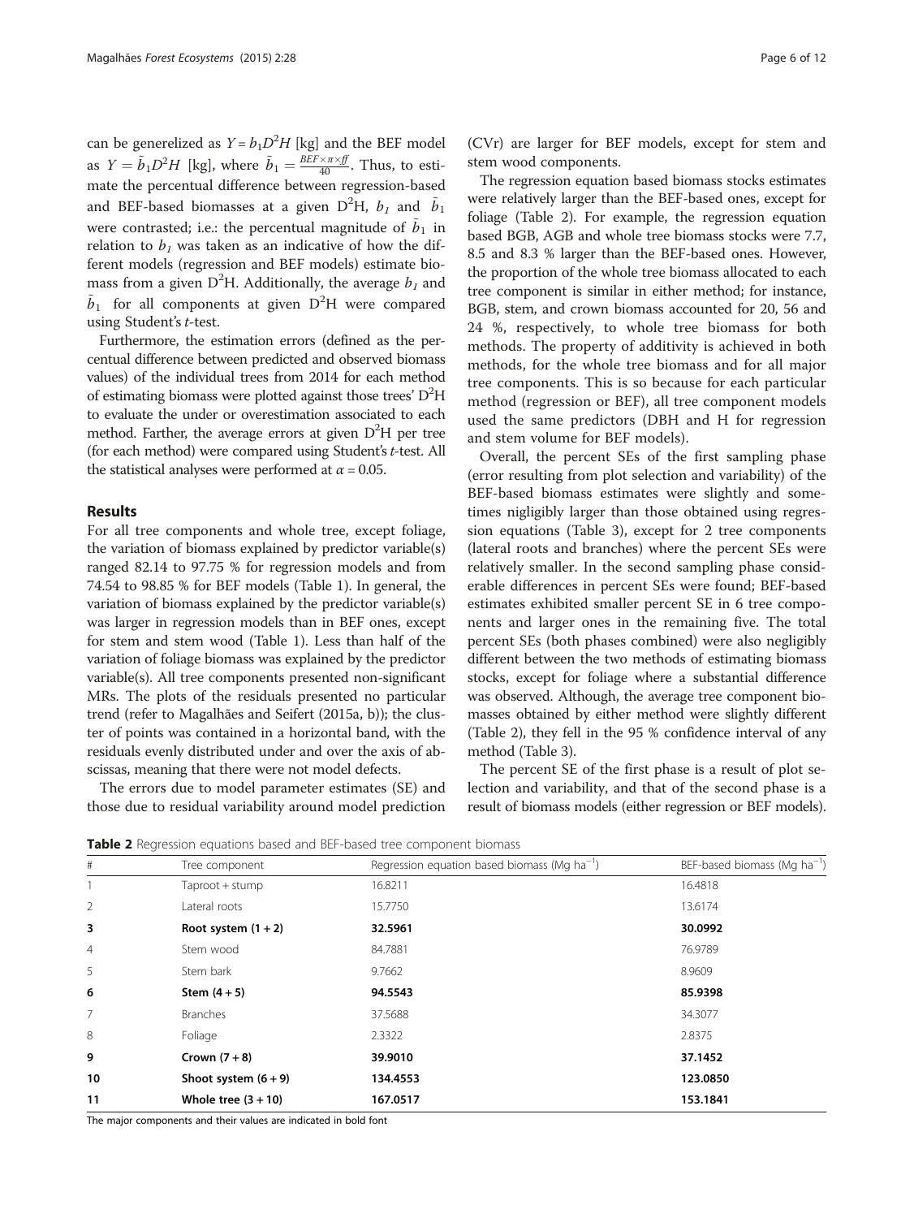can be generelized as $Y = b_1 D^2 H$ [kg] and the BEF model as $Y = \tilde{b}_1 D^2 H$ [kg], where $\tilde{b}_1 = \frac{BEF \times \pi \times ff}{40}$. Thus, to estimate the percentual difference between regression-based and BEF-based biomasses at a given $D^2H$, $b_1$ and $\tilde{b}_1$ were contrasted; i.e.: the percentual magnitude of $\tilde{b}_1$ in relation to $b_1$ was taken as an indicative of how the different models (regression and BEF models) estimate biomass from a given $D^2H$. Additionally, the average $b_1$ and $\tilde{b}_1$ for all components at given $D^2H$ were compared using Student's *t*-test.

Furthermore, the estimation errors (defined as the percentual difference between predicted and observed biomass values) of the individual trees from 2014 for each method of estimating biomass were plotted against those trees' $D^2H$ to evaluate the under or overestimation associated to each method. Farther, the average errors at given $D^2H$ per tree (for each method) were compared using Student's *t*-test. All the statistical analyses were performed at $\alpha = 0.05$.

## Results

For all tree components and whole tree, except foliage, the variation of biomass explained by predictor variable(s) ranged 82.14 to 97.75 % for regression models and from 74.54 to 98.85 % for BEF models (Table 1). In general, the variation of biomass explained by the predictor variable(s) was larger in regression models than in BEF ones, except for stem and stem wood (Table 1). Less than half of the variation of foliage biomass was explained by the predictor variable(s). All tree components presented non-significant MRs. The plots of the residuals presented no particular trend (refer to Magalhães and Seifert (2015a, b)); the cluster of points was contained in a horizontal band, with the residuals evenly distributed under and over the axis of abscissas, meaning that there were not model defects.

The errors due to model parameter estimates (SE) and those due to residual variability around model prediction (CVr) are larger for BEF models, except for stem and stem wood components.

The regression equation based biomass stocks estimates were relatively larger than the BEF-based ones, except for foliage (Table 2). For example, the regression equation based BGB, AGB and whole tree biomass stocks were 7.7, 8.5 and 8.3 % larger than the BEF-based ones. However, the proportion of the whole tree biomass allocated to each tree component is similar in either method; for instance, BGB, stem, and crown biomass accounted for 20, 56 and 24 %, respectively, to whole tree biomass for both methods. The property of additivity is achieved in both methods, for the whole tree biomass and for all major tree components. This is so because for each particular method (regression or BEF), all tree component models used the same predictors (DBH and H for regression and stem volume for BEF models).

Overall, the percent SEs of the first sampling phase (error resulting from plot selection and variability) of the BEF-based biomass estimates were slightly and sometimes nigligibly larger than those obtained using regression equations (Table 3), except for 2 tree components (lateral roots and branches) where the percent SEs were relatively smaller. In the second sampling phase considerable differences in percent SEs were found; BEF-based estimates exhibited smaller percent SE in 6 tree components and larger ones in the remaining five. The total percent SEs (both phases combined) were also negligibly different between the two methods of estimating biomass stocks, except for foliage where a substantial difference was observed. Although, the average tree component biomasses obtained by either method were slightly different (Table 2), they fell in the 95 % confidence interval of any method (Table 3).

The percent SE of the first phase is a result of plot selection and variability, and that of the second phase is a result of biomass models (either regression or BEF models).

**Table 2** Regression equations based and BEF-based tree component biomass

| # | Tree component | Regression equation based biomass (Mg ha$^{-1}$) | BEF-based biomass (Mg ha$^{-1}$) |
|---|---|---|---|
| 1 | Taproot + stump | 16.8211 | 16.4818 |
| 2 | Lateral roots | 15.7750 | 13.6174 |
| **3** | **Root system (1 + 2)** | **32.5961** | **30.0992** |
| 4 | Stem wood | 84.7881 | 76.9789 |
| 5 | Stem bark | 9.7662 | 8.9609 |
| **6** | **Stem (4 + 5)** | **94.5543** | **85.9398** |
| 7 | Branches | 37.5688 | 34.3077 |
| 8 | Foliage | 2.3322 | 2.8375 |
| **9** | **Crown (7 + 8)** | **39.9010** | **37.1452** |
| **10** | **Shoot system (6 + 9)** | **134.4553** | **123.0850** |
| **11** | **Whole tree (3 + 10)** | **167.0517** | **153.1841** |

The major components and their values are indicated in bold font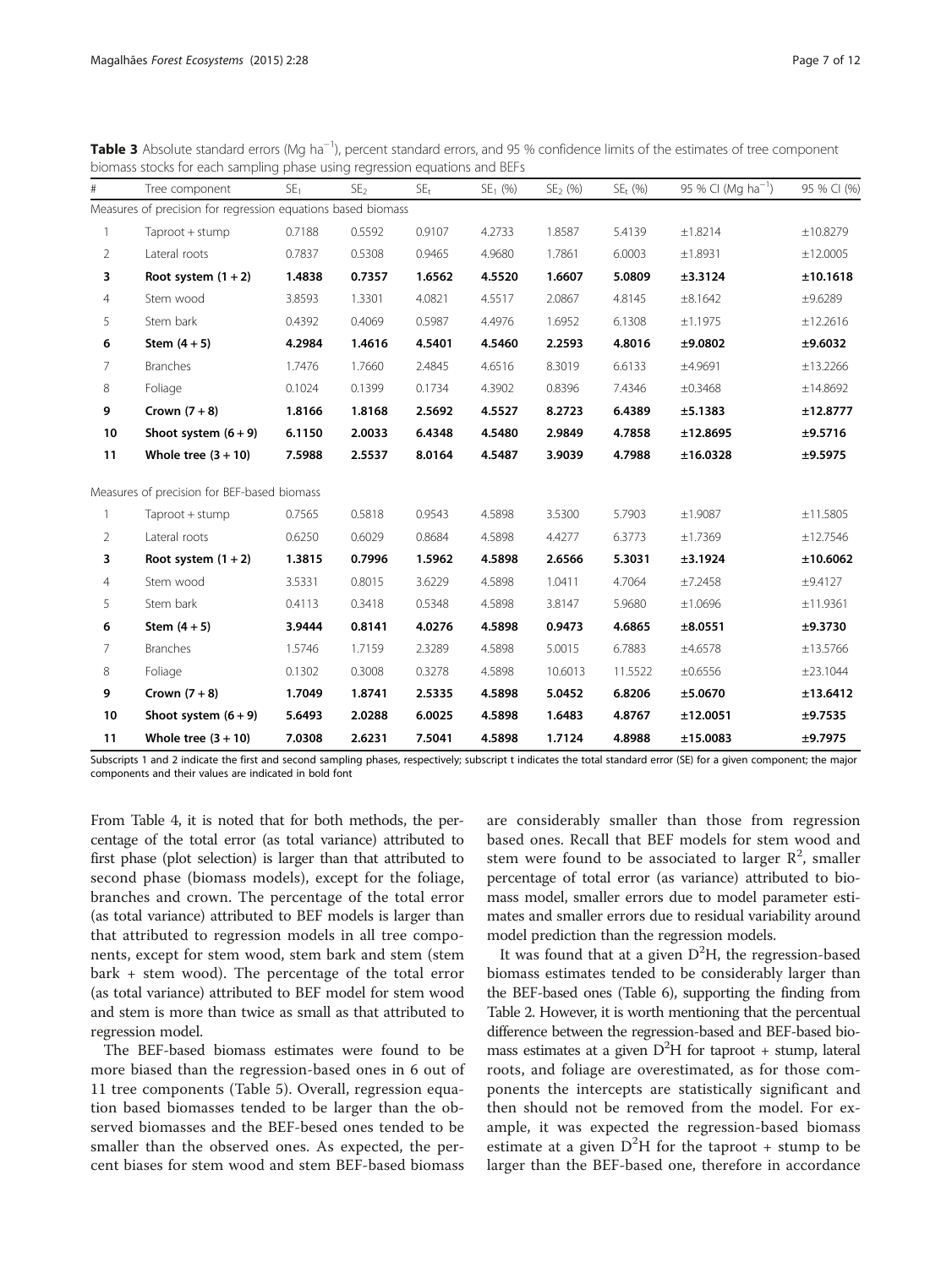**Table 3** Absolute standard errors (Mg ha$^{-1}$), percent standard errors, and 95 % confidence limits of the estimates of tree component biomass stocks for each sampling phase using regression equations and BEFs

| # | Tree component | $SE_1$ | $SE_2$ | $SE_t$ | $SE_1$ (%) | $SE_2$ (%) | $SE_t$ (%) | 95 % CI (Mg ha$^{-1}$) | 95 % CI (%) |
|---|---|---|---|---|---|---|---|---|---|
| Measures of precision for regression equations based biomass | | | | | | | | | |
| 1 | Taproot + stump | 0.7188 | 0.5592 | 0.9107 | 4.2733 | 1.8587 | 5.4139 | ±1.8214 | ±10.8279 |
| 2 | Lateral roots | 0.7837 | 0.5308 | 0.9465 | 4.9680 | 1.7861 | 6.0003 | ±1.8931 | ±12.0005 |
| **3** | **Root system (1 + 2)** | **1.4838** | **0.7357** | **1.6562** | **4.5520** | **1.6607** | **5.0809** | **±3.3124** | **±10.1618** |
| 4 | Stem wood | 3.8593 | 1.3301 | 4.0821 | 4.5517 | 2.0867 | 4.8145 | ±8.1642 | ±9.6289 |
| 5 | Stem bark | 0.4392 | 0.4069 | 0.5987 | 4.4976 | 1.6952 | 6.1308 | ±1.1975 | ±12.2616 |
| **6** | **Stem (4 + 5)** | **4.2984** | **1.4616** | **4.5401** | **4.5460** | **2.2593** | **4.8016** | **±9.0802** | **±9.6032** |
| 7 | Branches | 1.7476 | 1.7660 | 2.4845 | 4.6516 | 8.3019 | 6.6133 | ±4.9691 | ±13.2266 |
| 8 | Foliage | 0.1024 | 0.1399 | 0.1734 | 4.3902 | 0.8396 | 7.4346 | ±0.3468 | ±14.8692 |
| **9** | **Crown (7 + 8)** | **1.8166** | **1.8168** | **2.5692** | **4.5527** | **8.2723** | **6.4389** | **±5.1383** | **±12.8777** |
| **10** | **Shoot system (6 + 9)** | **6.1150** | **2.0033** | **6.4348** | **4.5480** | **2.9849** | **4.7858** | **±12.8695** | **±9.5716** |
| **11** | **Whole tree (3 + 10)** | **7.5988** | **2.5537** | **8.0164** | **4.5487** | **3.9039** | **4.7988** | **±16.0328** | **±9.5975** |
| Measures of precision for BEF-based biomass | | | | | | | | | |
| 1 | Taproot + stump | 0.7565 | 0.5818 | 0.9543 | 4.5898 | 3.5300 | 5.7903 | ±1.9087 | ±11.5805 |
| 2 | Lateral roots | 0.6250 | 0.6029 | 0.8684 | 4.5898 | 4.4277 | 6.3773 | ±1.7369 | ±12.7546 |
| **3** | **Root system (1 + 2)** | **1.3815** | **0.7996** | **1.5962** | **4.5898** | **2.6566** | **5.3031** | **±3.1924** | **±10.6062** |
| 4 | Stem wood | 3.5331 | 0.8015 | 3.6229 | 4.5898 | 1.0411 | 4.7064 | ±7.2458 | ±9.4127 |
| 5 | Stem bark | 0.4113 | 0.3418 | 0.5348 | 4.5898 | 3.8147 | 5.9680 | ±1.0696 | ±11.9361 |
| **6** | **Stem (4 + 5)** | **3.9444** | **0.8141** | **4.0276** | **4.5898** | **0.9473** | **4.6865** | **±8.0551** | **±9.3730** |
| 7 | Branches | 1.5746 | 1.7159 | 2.3289 | 4.5898 | 5.0015 | 6.7883 | ±4.6578 | ±13.5766 |
| 8 | Foliage | 0.1302 | 0.3008 | 0.3278 | 4.5898 | 10.6013 | 11.5522 | ±0.6556 | ±23.1044 |
| **9** | **Crown (7 + 8)** | **1.7049** | **1.8741** | **2.5335** | **4.5898** | **5.0452** | **6.8206** | **±5.0670** | **±13.6412** |
| **10** | **Shoot system (6 + 9)** | **5.6493** | **2.0288** | **6.0025** | **4.5898** | **1.6483** | **4.8767** | **±12.0051** | **±9.7535** |
| **11** | **Whole tree (3 + 10)** | **7.0308** | **2.6231** | **7.5041** | **4.5898** | **1.7124** | **4.8988** | **±15.0083** | **±9.7975** |

Subscripts 1 and 2 indicate the first and second sampling phases, respectively; subscript t indicates the total standard error (SE) for a given component; the major components and their values are indicated in bold font

From Table 4, it is noted that for both methods, the percentage of the total error (as total variance) attributed to first phase (plot selection) is larger than that attributed to second phase (biomass models), except for the foliage, branches and crown. The percentage of the total error (as total variance) attributed to BEF models is larger than that attributed to regression models in all tree components, except for stem wood, stem bark and stem (stem bark + stem wood). The percentage of the total error (as total variance) attributed to BEF model for stem wood and stem is more than twice as small as that attributed to regression model.

The BEF-based biomass estimates were found to be more biased than the regression-based ones in 6 out of 11 tree components (Table 5). Overall, regression equation based biomasses tended to be larger than the observed biomasses and the BEF-besed ones tended to be smaller than the observed ones. As expected, the percent biases for stem wood and stem BEF-based biomass are considerably smaller than those from regression based ones. Recall that BEF models for stem wood and stem were found to be associated to larger $R^2$, smaller percentage of total error (as variance) attributed to biomass model, smaller errors due to model parameter estimates and smaller errors due to residual variability around model prediction than the regression models.

It was found that at a given $D^2H$, the regression-based biomass estimates tended to be considerably larger than the BEF-based ones (Table 6), supporting the finding from Table 2. However, it is worth mentioning that the percentual difference between the regression-based and BEF-based biomass estimates at a given $D^2H$ for taproot + stump, lateral roots, and foliage are overestimated, as for those components the intercepts are statistically significant and then should not be removed from the model. For example, it was expected the regression-based biomass estimate at a given $D^2H$ for the taproot + stump to be larger than the BEF-based one, therefore in accordance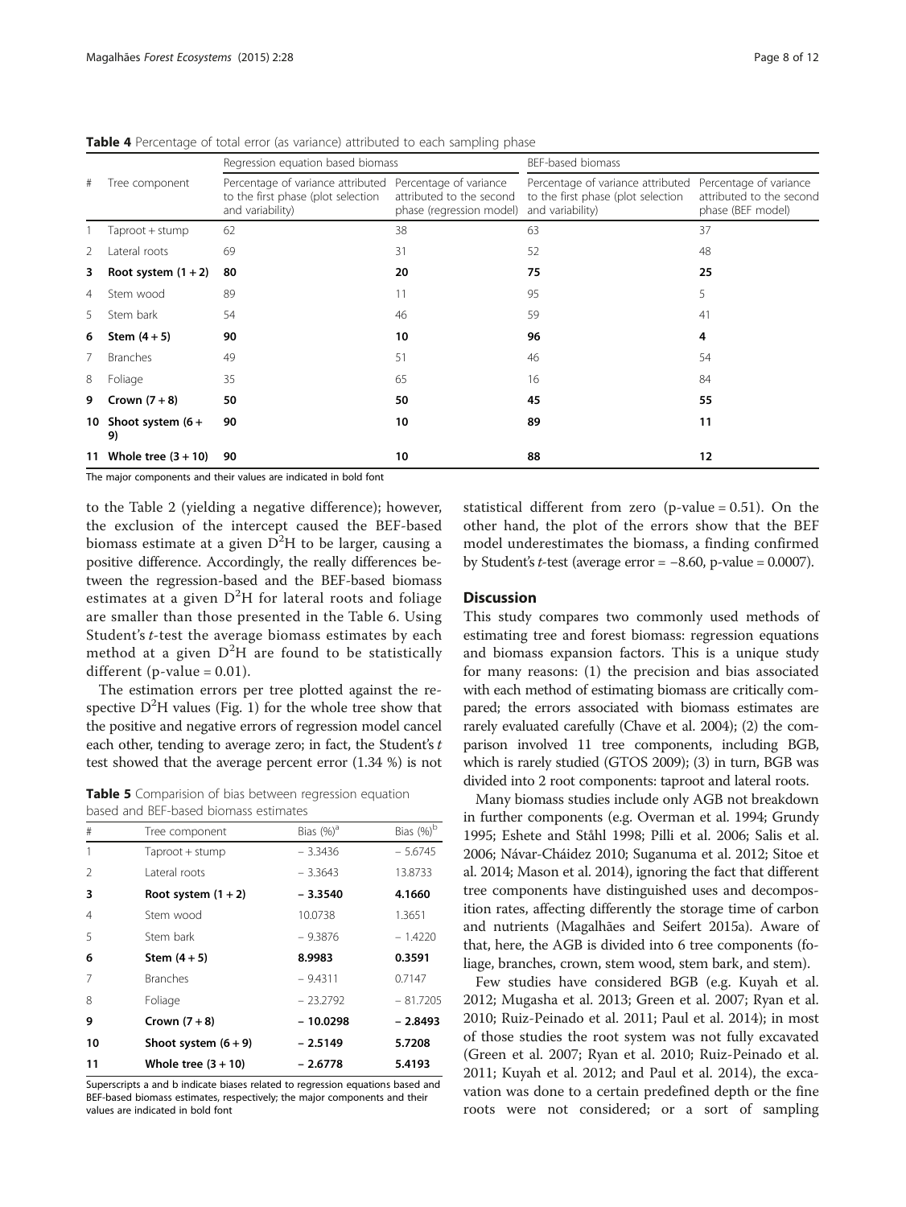**Table 4** Percentage of total error (as variance) attributed to each sampling phase

| # | Tree component | Regression equation based biomass | | BEF-based biomass | |
|---|---|---|---|---|---|
| | | Percentage of variance attributed to the first phase (plot selection and variability) | Percentage of variance attributed to the second phase (regression model) | Percentage of variance attributed to the first phase (plot selection and variability) | Percentage of variance attributed to the second phase (BEF model) |
| 1 | Taproot + stump | 62 | 38 | 63 | 37 |
| 2 | Lateral roots | 69 | 31 | 52 | 48 |
| **3** | **Root system (1 + 2)** | **80** | **20** | **75** | **25** |
| 4 | Stem wood | 89 | 11 | 95 | 5 |
| 5 | Stem bark | 54 | 46 | 59 | 41 |
| **6** | **Stem (4 + 5)** | **90** | **10** | **96** | **4** |
| 7 | Branches | 49 | 51 | 46 | 54 |
| 8 | Foliage | 35 | 65 | 16 | 84 |
| **9** | **Crown (7 + 8)** | **50** | **50** | **45** | **55** |
| **10** | **Shoot system (6 + 9)** | **90** | **10** | **89** | **11** |
| **11** | **Whole tree (3 + 10)** | **90** | **10** | **88** | **12** |

The major components and their values are indicated in bold font

to the Table 2 (yielding a negative difference); however, the exclusion of the intercept caused the BEF-based biomass estimate at a given $D^2H$ to be larger, causing a positive difference. Accordingly, the really differences between the regression-based and the BEF-based biomass estimates at a given $D^2H$ for lateral roots and foliage are smaller than those presented in the Table 6. Using Student's *t*-test the average biomass estimates by each method at a given $D^2H$ are found to be statistically different (p-value = 0.01).

The estimation errors per tree plotted against the respective $D^2H$ values (Fig. 1) for the whole tree show that the positive and negative errors of regression model cancel each other, tending to average zero; in fact, the Student's *t* test showed that the average percent error (1.34 %) is not statistical different from zero (p-value = 0.51). On the other hand, the plot of the errors show that the BEF model underestimates the biomass, a finding confirmed by Student's *t*-test (average error = −8.60, p-value = 0.0007).

**Table 5** Comparision of bias between regression equation based and BEF-based biomass estimates

| # | Tree component | Bias (%)[a] | Bias (%)[b] |
|---|---|---|---|
| 1 | Taproot + stump | − 3.3436 | − 5.6745 |
| 2 | Lateral roots | − 3.3643 | 13.8733 |
| **3** | **Root system (1 + 2)** | **− 3.3540** | **4.1660** |
| 4 | Stem wood | 10.0738 | 1.3651 |
| 5 | Stem bark | − 9.3876 | − 1.4220 |
| **6** | **Stem (4 + 5)** | **8.9983** | **0.3591** |
| 7 | Branches | − 9.4311 | 0.7147 |
| 8 | Foliage | − 23.2792 | − 81.7205 |
| **9** | **Crown (7 + 8)** | **− 10.0298** | **− 2.8493** |
| **10** | **Shoot system (6 + 9)** | **− 2.5149** | **5.7208** |
| **11** | **Whole tree (3 + 10)** | **− 2.6778** | **5.4193** |

Superscripts a and b indicate biases related to regression equations based and BEF-based biomass estimates, respectively; the major components and their values are indicated in bold font

## Discussion

This study compares two commonly used methods of estimating tree and forest biomass: regression equations and biomass expansion factors. This is a unique study for many reasons: (1) the precision and bias associated with each method of estimating biomass are critically compared; the errors associated with biomass estimates are rarely evaluated carefully (Chave et al. 2004); (2) the comparison involved 11 tree components, including BGB, which is rarely studied (GTOS 2009); (3) in turn, BGB was divided into 2 root components: taproot and lateral roots.

Many biomass studies include only AGB not breakdown in further components (e.g. Overman et al. 1994; Grundy 1995; Eshete and Ståhl 1998; Pilli et al. 2006; Salis et al. 2006; Návar-Cháidez 2010; Suganuma et al. 2012; Sitoe et al. 2014; Mason et al. 2014), ignoring the fact that different tree components have distinguished uses and decomposition rates, affecting differently the storage time of carbon and nutrients (Magalhães and Seifert 2015a). Aware of that, here, the AGB is divided into 6 tree components (foliage, branches, crown, stem wood, stem bark, and stem).

Few studies have considered BGB (e.g. Kuyah et al. 2012; Mugasha et al. 2013; Green et al. 2007; Ryan et al. 2010; Ruiz-Peinado et al. 2011; Paul et al. 2014); in most of those studies the root system was not fully excavated (Green et al. 2007; Ryan et al. 2010; Ruiz-Peinado et al. 2011; Kuyah et al. 2012; and Paul et al. 2014), the excavation was done to a certain predefined depth or the fine roots were not considered; or a sort of sampling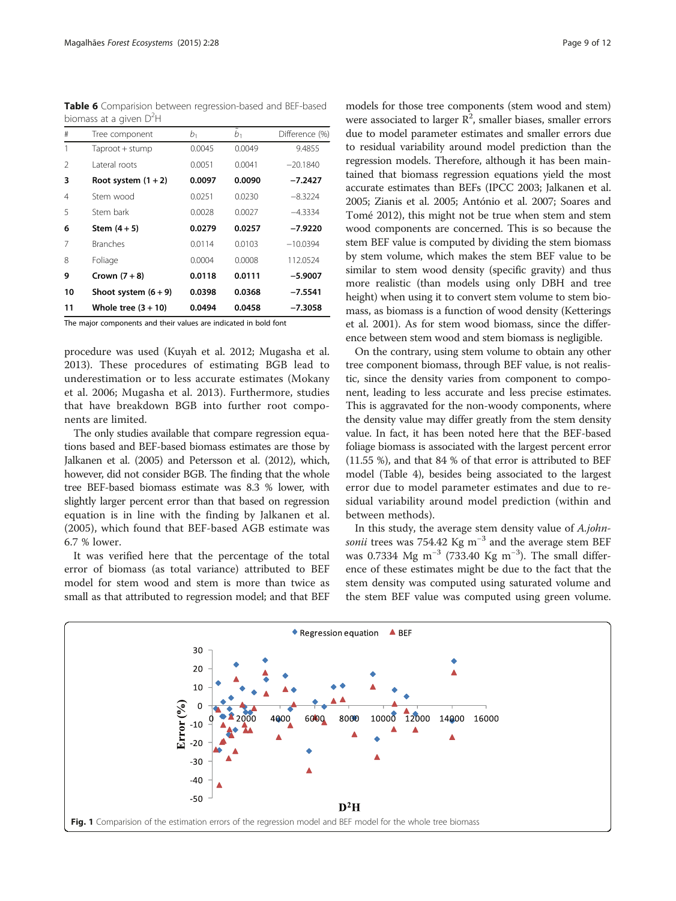**Table 6** Comparision between regression-based and BEF-based biomass at a given $D^2H$

| # | Tree component | $b_1$ | $\bar{b}_1$ | Difference (%) |
|---|---|---|---|---|
| 1 | Taproot + stump | 0.0045 | 0.0049 | 9.4855 |
| 2 | Lateral roots | 0.0051 | 0.0041 | −20.1840 |
| **3** | **Root system (1 + 2)** | **0.0097** | **0.0090** | **−7.2427** |
| 4 | Stem wood | 0.0251 | 0.0230 | −8.3224 |
| 5 | Stem bark | 0.0028 | 0.0027 | −4.3334 |
| **6** | **Stem (4 + 5)** | **0.0279** | **0.0257** | **−7.9220** |
| 7 | Branches | 0.0114 | 0.0103 | −10.0394 |
| 8 | Foliage | 0.0004 | 0.0008 | 112.0524 |
| **9** | **Crown (7 + 8)** | **0.0118** | **0.0111** | **−5.9007** |
| **10** | **Shoot system (6 + 9)** | **0.0398** | **0.0368** | **−7.5541** |
| **11** | **Whole tree (3 + 10)** | **0.0494** | **0.0458** | **−7.3058** |

The major components and their values are indicated in bold font

procedure was used (Kuyah et al. 2012; Mugasha et al. 2013). These procedures of estimating BGB lead to underestimation or to less accurate estimates (Mokany et al. 2006; Mugasha et al. 2013). Furthermore, studies that have breakdown BGB into further root components are limited.

The only studies available that compare regression equations based and BEF-based biomass estimates are those by Jalkanen et al. (2005) and Petersson et al. (2012), which, however, did not consider BGB. The finding that the whole tree BEF-based biomass estimate was 8.3 % lower, with slightly larger percent error than that based on regression equation is in line with the finding by Jalkanen et al. (2005), which found that BEF-based AGB estimate was 6.7 % lower.

It was verified here that the percentage of the total error of biomass (as total variance) attributed to BEF model for stem wood and stem is more than twice as small as that attributed to regression model; and that BEF models for those tree components (stem wood and stem) were associated to larger $R^2$, smaller biases, smaller errors due to model parameter estimates and smaller errors due to residual variability around model prediction than the regression models. Therefore, although it has been maintained that biomass regression equations yield the most accurate estimates than BEFs (IPCC 2003; Jalkanen et al. 2005; Zianis et al. 2005; António et al. 2007; Soares and Tomé 2012), this might not be true when stem and stem wood components are concerned. This is so because the stem BEF value is computed by dividing the stem biomass by stem volume, which makes the stem BEF value to be similar to stem wood density (specific gravity) and thus more realistic (than models using only DBH and tree height) when using it to convert stem volume to stem biomass, as biomass is a function of wood density (Ketterings et al. 2001). As for stem wood biomass, since the difference between stem wood and stem biomass is negligible.

On the contrary, using stem volume to obtain any other tree component biomass, through BEF value, is not realistic, since the density varies from component to component, leading to less accurate and less precise estimates. This is aggravated for the non-woody components, where the density value may differ greatly from the stem density value. In fact, it has been noted here that the BEF-based foliage biomass is associated with the largest percent error (11.55 %), and that 84 % of that error is attributed to BEF model (Table 4), besides being associated to the largest error due to model parameter estimates and due to residual variability around model prediction (within and between methods).

In this study, the average stem density value of *A.johnsonii* trees was 754.42 Kg $m^{-3}$ and the average stem BEF was 0.7334 Mg $m^{-3}$ (733.40 Kg $m^{-3}$). The small difference of these estimates might be due to the fact that the stem density was computed using saturated volume and the stem BEF value was computed using green volume.

**Fig. 1** Comparision of the estimation errors of the regression model and BEF model for the whole tree biomass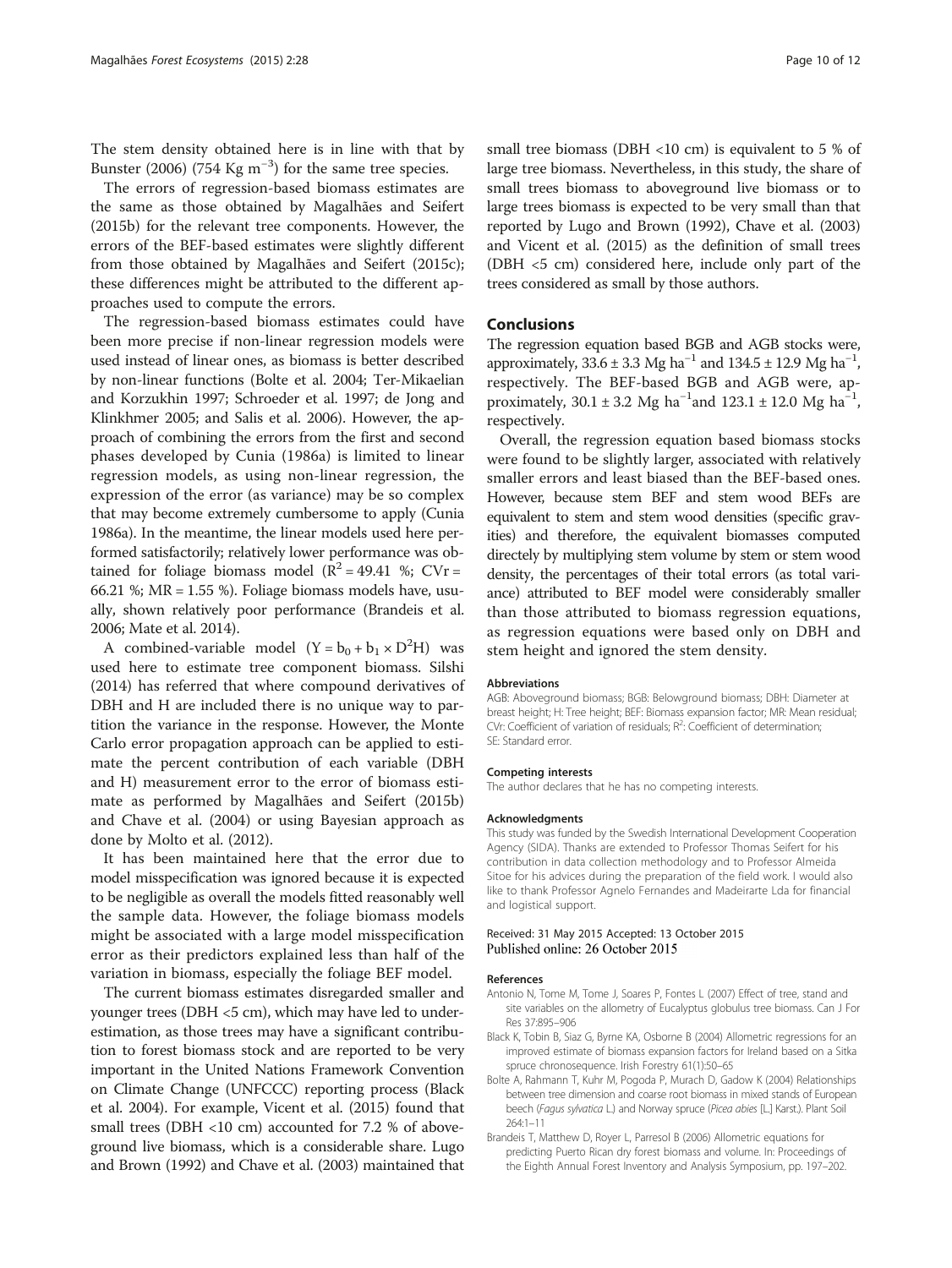The stem density obtained here is in line with that by Bunster (2006) (754 Kg $m^{-3}$) for the same tree species.

The errors of regression-based biomass estimates are the same as those obtained by Magalhães and Seifert (2015b) for the relevant tree components. However, the errors of the BEF-based estimates were slightly different from those obtained by Magalhães and Seifert (2015c); these differences might be attributed to the different approaches used to compute the errors.

The regression-based biomass estimates could have been more precise if non-linear regression models were used instead of linear ones, as biomass is better described by non-linear functions (Bolte et al. 2004; Ter-Mikaelian and Korzukhin 1997; Schroeder et al. 1997; de Jong and Klinkhmer 2005; and Salis et al. 2006). However, the approach of combining the errors from the first and second phases developed by Cunia (1986a) is limited to linear regression models, as using non-linear regression, the expression of the error (as variance) may be so complex that may become extremely cumbersome to apply (Cunia 1986a). In the meantime, the linear models used here performed satisfactorily; relatively lower performance was obtained for foliage biomass model ($R^2 = 49.41$ %; CVr = 66.21 %; MR = 1.55 %). Foliage biomass models have, usually, shown relatively poor performance (Brandeis et al. 2006; Mate et al. 2014).

A combined-variable model ($Y = b_0 + b_1 \times D^2H$) was used here to estimate tree component biomass. Silshi (2014) has referred that where compound derivatives of DBH and H are included there is no unique way to partition the variance in the response. However, the Monte Carlo error propagation approach can be applied to estimate the percent contribution of each variable (DBH and H) measurement error to the error of biomass estimate as performed by Magalhães and Seifert (2015b) and Chave et al. (2004) or using Bayesian approach as done by Molto et al. (2012).

It has been maintained here that the error due to model misspecification was ignored because it is expected to be negligible as overall the models fitted reasonably well the sample data. However, the foliage biomass models might be associated with a large model misspecification error as their predictors explained less than half of the variation in biomass, especially the foliage BEF model.

The current biomass estimates disregarded smaller and younger trees (DBH <5 cm), which may have led to underestimation, as those trees may have a significant contribution to forest biomass stock and are reported to be very important in the United Nations Framework Convention on Climate Change (UNFCCC) reporting process (Black et al. 2004). For example, Vicent et al. (2015) found that small trees (DBH <10 cm) accounted for 7.2 % of aboveground live biomass, which is a considerable share. Lugo and Brown (1992) and Chave et al. (2003) maintained that small tree biomass (DBH <10 cm) is equivalent to 5 % of large tree biomass. Nevertheless, in this study, the share of small trees biomass to aboveground live biomass or to large trees biomass is expected to be very small than that reported by Lugo and Brown (1992), Chave et al. (2003) and Vicent et al. (2015) as the definition of small trees (DBH <5 cm) considered here, include only part of the trees considered as small by those authors.

## Conclusions

The regression equation based BGB and AGB stocks were, approximately, $33.6 \pm 3.3$ Mg $ha^{-1}$ and $134.5 \pm 12.9$ Mg $ha^{-1}$, respectively. The BEF-based BGB and AGB were, approximately, $30.1 \pm 3.2$ Mg $ha^{-1}$and $123.1 \pm 12.0$ Mg $ha^{-1}$, respectively.

Overall, the regression equation based biomass stocks were found to be slightly larger, associated with relatively smaller errors and least biased than the BEF-based ones. However, because stem BEF and stem wood BEFs are equivalent to stem and stem wood densities (specific gravities) and therefore, the equivalent biomasses computed directely by multiplying stem volume by stem or stem wood density, the percentages of their total errors (as total variance) attributed to BEF model were considerably smaller than those attributed to biomass regression equations, as regression equations were based only on DBH and stem height and ignored the stem density.

#### Abbreviations

AGB: Aboveground biomass; BGB: Belowground biomass; DBH: Diameter at breast height; H: Tree height; BEF: Biomass expansion factor; MR: Mean residual; CVr: Coefficient of variation of residuals; $R^2$: Coefficient of determination; SE: Standard error.

#### Competing interests

The author declares that he has no competing interests.

#### Acknowledgments

This study was funded by the Swedish International Development Cooperation Agency (SIDA). Thanks are extended to Professor Thomas Seifert for his contribution in data collection methodology and to Professor Almeida Sitoe for his advices during the preparation of the field work. I would also like to thank Professor Agnelo Fernandes and Madeirarte Lda for financial and logistical support.

Received: 31 May 2015 Accepted: 13 October 2015
Published online: 26 October 2015

#### References

- Antonio N, Tome M, Tome J, Soares P, Fontes L (2007) Effect of tree, stand and site variables on the allometry of Eucalyptus globulus tree biomass. Can J For Res 37:895–906
- Black K, Tobin B, Siaz G, Byrne KA, Osborne B (2004) Allometric regressions for an improved estimate of biomass expansion factors for Ireland based on a Sitka spruce chronosequence. Irish Forestry 61(1):50–65
- Bolte A, Rahmann T, Kuhr M, Pogoda P, Murach D, Gadow K (2004) Relationships between tree dimension and coarse root biomass in mixed stands of European beech (*Fagus sylvatica* L.) and Norway spruce (*Picea abies* [L.] Karst.). Plant Soil 264:1–11
- Brandeis T, Matthew D, Royer L, Parresol B (2006) Allometric equations for predicting Puerto Rican dry forest biomass and volume. In: Proceedings of the Eighth Annual Forest Inventory and Analysis Symposium, pp. 197–202.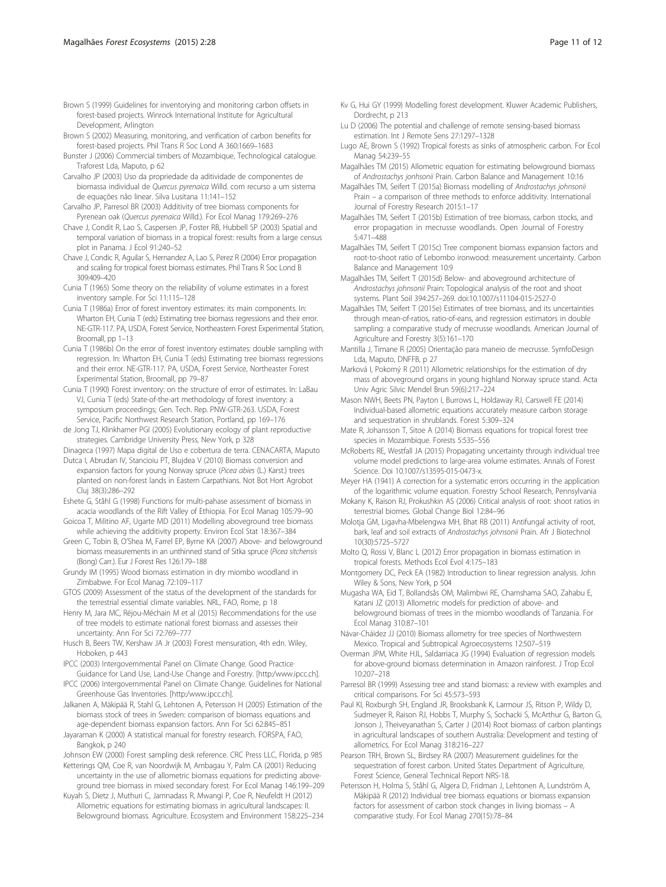Brown S (1999) Guidelines for inventorying and monitoring carbon offsets in forest-based projects. Winrock International Institute for Agricultural Development, Arlington

Brown S (2002) Measuring, monitoring, and verification of carbon benefits for forest-based projects. Phil Trans R Soc Lond A 360:1669–1683

Bunster J (2006) Commercial timbers of Mozambique, Technological catalogue. Traforest Lda, Maputo, p 62

Carvalho JP (2003) Uso da propriedade da aditividade de componentes de biomassa individual de *Quercus pyrenaica* Willd. com recurso a um sistema de equações não linear. Silva Lusitana 11:141–152

Carvalho JP, Parresol BR (2003) Additivity of tree biomass components for Pyrenean oak (*Quercus pyrenaica* Willd.). For Ecol Manag 179:269–276

Chave J, Condit R, Lao S, Caspersen JP, Foster RB, Hubbell SP (2003) Spatial and temporal variation of biomass in a tropical forest: results from a large census plot in Panama. J Ecol 91:240–52

Chave J, Condic R, Aguilar S, Hernandez A, Lao S, Perez R (2004) Error propagation and scaling for tropical forest biomass estimates. Phil Trans R Soc Lond B 309:409–420

Cunia T (1965) Some theory on the reliability of volume estimates in a forest inventory sample. For Sci 11:115–128

Cunia T (1986a) Error of forest inventory estimates: its main components. In: Wharton EH, Cunia T (eds) Estimating tree biomass regressions and their error. NE-GTR-117. PA, USDA, Forest Service, Northeastern Forest Experimental Station, Broomall, pp 1–13

Cunia T (1986b) On the error of forest inventory estimates: double sampling with regression. In: Wharton EH, Cunia T (eds) Estimating tree biomass regressions and their error. NE-GTR-117. PA, USDA, Forest Service, Northeaster Forest Experimental Station, Broomall, pp 79–87

Cunia T (1990) Forest inventory: on the structure of error of estimates. In: LaBau VJ, Cunia T (eds) State-of-the-art methodology of forest inventory: a symposium proceedings; Gen. Tech. Rep. PNW-GTR-263. USDA, Forest Service, Pacific Northwest Research Station, Portland, pp 169–176

de Jong TJ, Klinkhamer PGl (2005) Evolutionary ecology of plant reproductive strategies. Cambridge University Press, New York, p 328

Dinageca (1997) Mapa digital de Uso e cobertura de terra. CENACARTA, Maputo

Dutca I, Abrudan IV, Stancioiu PT, Blujdea V (2010) Biomass conversion and expansion factors for young Norway spruce (*Picea abies* (L.) Karst.) trees planted on non-forest lands in Eastern Carpathians. Not Bot Hort Agrobot Cluj 38(3):286–292

Eshete G, Ståhl G (1998) Functions for multi-pahase assessment of biomass in acacia woodlands of the Rift Valley of Ethiopia. For Ecol Manag 105:79–90

Goicoa T, Militino AF, Ugarte MD (2011) Modelling aboveground tree biomass while achieving the additivity property. Environ Ecol Stat 18:367–384

Green C, Tobin B, O'Shea M, Farrel EP, Byrne KA (2007) Above- and belowground biomass measurements in an unthinned stand of Sitka spruce (*Picea sitchensis* (Bong) Carr.). Eur J Forest Res 126:179–188

Grundy IM (1995) Wood biomass estimation in dry miombo woodland in Zimbabwe. For Ecol Manag 72:109–117

GTOS (2009) Assessment of the status of the development of the standards for the terrestrial essential climate variables. NRL, FAO, Rome, p 18

Henry M, Jara MC, Réjou-Méchain M et al (2015) Recommendations for the use of tree models to estimate national forest biomass and assesses their uncertainty. Ann For Sci 72:769–777

Husch B, Beers TW, Kershaw JA Jr (2003) Forest mensuration, 4th edn. Wiley, Hoboken, p 443

IPCC (2003) Intergovernmental Panel on Climate Change. Good Practice Guidance for Land Use, Land-Use Change and Forestry. [http:/www.ipcc.ch].

IPCC (2006) Intergovernmental Panel on Climate Change. Guidelines for National Greenhouse Gas Inventories. [http:/www.ipcc.ch].

Jalkanen A, Mäkipää R, Stahl G, Lehtonen A, Petersson H (2005) Estimation of the biomass stock of trees in Sweden: comparison of biomass equations and age-dependent biomass expansion factors. Ann For Sci 62:845–851

Jayaraman K (2000) A statistical manual for forestry research. FORSPA, FAO, Bangkok, p 240

Johnson EW (2000) Forest sampling desk reference. CRC Press LLC, Florida, p 985

Ketterings QM, Coe R, van Noordwijk M, Ambagau Y, Palm CA (2001) Reducing uncertainty in the use of allometric biomass equations for predicting above-ground tree biomass in mixed secondary forest. For Ecol Manag 146:199–209

Kuyah S, Dietz J, Muthuri C, Jamnadass R, Mwangi P, Coe R, Neufeldt H (2012) Allometric equations for estimating biomass in agricultural landscapes: II. Belowground biomass. Agriculture. Ecosystem and Environment 158:225–234

Kv G, Hui GY (1999) Modelling forest development. Kluwer Academic Publishers, Dordrecht, p 213

Lu D (2006) The potential and challenge of remote sensing-based biomass estimation. Int J Remote Sens 27:1297–1328

Lugo AE, Brown S (1992) Tropical forests as sinks of atmospheric carbon. For Ecol Manag 54:239–55

Magalhães TM (2015) Allometric equation for estimating belowground biomass of *Androstachys jonhsonii* Prain. Carbon Balance and Management 10:16

Magalhães TM, Seifert T (2015a) Biomass modelling of *Androstachys johnsonii* Prain – a comparison of three methods to enforce additivity. International Journal of Forestry Research 2015:1–17

Magalhães TM, Seifert T (2015b) Estimation of tree biomass, carbon stocks, and error propagation in mecrusse woodlands. Open Journal of Forestry 5:471–488

Magalhães TM, Seifert T (2015c) Tree component biomass expansion factors and root-to-shoot ratio of Lebombo ironwood: measurement uncertainty. Carbon Balance and Management 10:9

Magalhães TM, Seifert T (2015d) Below- and aboveground architecture of *Androstachys johnsonii* Prain: Topological analysis of the root and shoot systems. Plant Soil 394:257–269. doi:10.1007/s11104-015-2527-0

Magalhães TM, Seifert T (2015e) Estimates of tree biomass, and its uncertainties through mean-of-ratios, ratio-of-eans, and regression estimators in double sampling: a comparative study of mecrusse woodlands. American Journal of Agriculture and Forestry 3(5):161–170

Mantilla J, Timane R (2005) Orientação para maneio de mecrusse. SymfoDesign Lda, Maputo, DNFFB, p 27

Marková I, Pokorný R (2011) Allometric relationships for the estimation of dry mass of aboveground organs in young highland Norway spruce stand. Acta Univ Agric Silvic Mendel Brun 59(6):217–224

Mason NWH, Beets PN, Payton I, Burrows L, Holdaway RJ, Carswell FE (2014) Individual-based allometric equations accurately measure carbon storage and sequestration in shrublands. Forest 5:309–324

Mate R, Johansson T, Sitoe A (2014) Biomass equations for tropical forest tree species in Mozambique. Forests 5:535–556

McRoberts RE, Westfall JA (2015) Propagating uncertainty through individual tree volume model predictions to large-area volume estimates. Annals of Forest Science. Doi 10.1007/s13595-015-0473-x.

Meyer HA (1941) A correction for a systematic errors occurring in the application of the logarithmic volume equation. Forestry School Research, Pennsylvania

Mokany K, Raison RJ, Prokushkin AS (2006) Critical analysis of root: shoot ratios in terrestrial biomes. Global Change Biol 12:84–96

Molotja GM, Ligavha-Mbelengwa MH, Bhat RB (2011) Antifungal activity of root, bark, leaf and soil extracts of *Androstachys johnsonii* Prain. Afr J Biotechnol 10(30):5725–5727

Molto Q, Rossi V, Blanc L (2012) Error propagation in biomass estimation in tropical forests. Methods Ecol Evol 4:175–183

Montgomery DC, Peck EA (1982) Introduction to linear regression analysis. John Wiley & Sons, New York, p 504

Mugasha WA, Eid T, Bollandsås OM, Malimbwi RE, Chamshama SAO, Zahabu E, Katani JZ (2013) Allometric models for prediction of above- and belowground biomass of trees in the miombo woodlands of Tanzania. For Ecol Manag 310:87–101

Návar-Cháidez JJ (2010) Biomass allometry for tree species of Northwestern Mexico. Tropical and Subtropical Agroecosystems 12:507–519

Overman JPM, White HJL, Saldarriaca JG (1994) Evaluation of regression models for above-ground biomass determination in Amazon rainforest. J Trop Ecol 10:207–218

Parresol BR (1999) Assessing tree and stand biomass: a review with examples and critical comparisons. For Sci 45:573–593

Paul KI, Roxburgh SH, England JR, Brooksbank K, Larmour JS, Ritson P, Wildy D, Sudmeyer R, Raison RJ, Hobbs T, Murphy S, Sochacki S, McArthur G, Barton G, Jonson J, Theiveyanathan S, Carter J (2014) Root biomass of carbon plantings in agricultural landscapes of southern Australia: Development and testing of allometrics. For Ecol Manag 318:216–227

Pearson TRH, Brown SL, Birdsey RA (2007) Measurement guidelines for the sequestration of forest carbon. United States Department of Agriculture, Forest Science, General Technical Report NRS-18.

Petersson H, Holma S, Ståhl G, Algera D, Fridman J, Lehtonen A, Lundström A, Mäkipää R (2012) Individual tree biomass equations or biomass expansion factors for assessment of carbon stock changes in living biomass – A comparative study. For Ecol Manag 270(15):78–84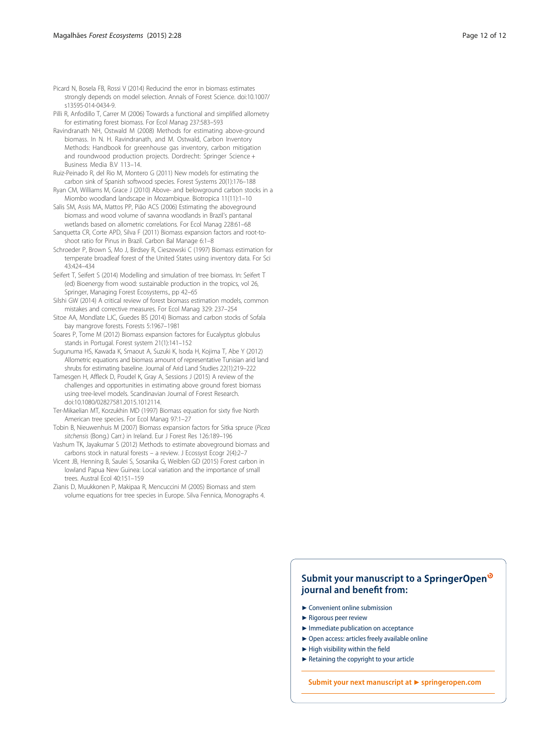Picard N, Bosela FB, Rossi V (2014) Reducind the error in biomass estimates strongly depends on model selection. Annals of Forest Science. doi:10.1007/s13595-014-0434-9.

Pilli R, Anfodillo T, Carrer M (2006) Towards a functional and simplified allometry for estimating forest biomass. For Ecol Manag 237:583–593

Ravindranath NH, Ostwald M (2008) Methods for estimating above-ground biomass. In N. H. Ravindranath, and M. Ostwald, Carbon Inventory Methods: Handbook for greenhouse gas inventory, carbon mitigation and roundwood production projects. Dordrecht: Springer Science + Business Media B.V 113–14.

Ruiz-Peinado R, del Rio M, Montero G (2011) New models for estimating the carbon sink of Spanish softwood species. Forest Systems 20(1):176–188

Ryan CM, Williams M, Grace J (2010) Above- and belowground carbon stocks in a Miombo woodland landscape in Mozambique. Biotropica 11(11):1–10

Salis SM, Assis MA, Mattos PP, Pião ACS (2006) Estimating the aboveground biomass and wood volume of savanna woodlands in Brazil's pantanal wetlands based on allometric correlations. For Ecol Manag 228:61–68

Sanquetta CR, Corte APD, Silva F (2011) Biomass expansion factors and root-to-shoot ratio for Pinus in Brazil. Carbon Bal Manage 6:1–8

Schroeder P, Brown S, Mo J, Birdsey R, Cieszewski C (1997) Biomass estimation for temperate broadleaf forest of the United States using inventory data. For Sci 43:424–434

Seifert T, Seifert S (2014) Modelling and simulation of tree biomass. In: Seifert T (ed) Bioenergy from wood: sustainable production in the tropics, vol 26, Springer, Managing Forest Ecosystems., pp 42–65

Silshi GW (2014) A critical review of forest biomass estimation models, common mistakes and corrective measures. For Ecol Manag 329: 237–254

Sitoe AA, Mondlate LJC, Guedes BS (2014) Biomass and carbon stocks of Sofala bay mangrove forests. Forests 5:1967–1981

Soares P, Tome M (2012) Biomass expansion factores for Eucalyptus globulus stands in Portugal. Forest system 21(1):141–152

Sugunuma HS, Kawada K, Smaout A, Suzuki K, Isoda H, Kojima T, Abe Y (2012) Allometric equations and biomass amount of representative Tunisian arid land shrubs for estimating baseline. Journal of Arid Land Studies 22(1):219–222

Tamesgen H, Affleck D, Poudel K, Gray A, Sessions J (2015) A review of the challenges and opportunities in estimating above ground forest biomass using tree-level models. Scandinavian Journal of Forest Research. doi:10.1080/02827581.2015.1012114.

Ter-Mikaelian MT, Korzukhin MD (1997) Biomass equation for sixty five North American tree species. For Ecol Manag 97:1–27

Tobin B, Nieuwenhuis M (2007) Biomass expansion factors for Sitka spruce (*Picea sitchensis* (Bong.) Carr.) in Ireland. Eur J Forest Res 126:189–196

Vashum TK, Jayakumar S (2012) Methods to estimate aboveground biomass and carbons stock in natural forests – a review. J Ecossyst Ecogr 2(4):2–7

Vicent JB, Henning B, Saulei S, Sosanika G, Weiblen GD (2015) Forest carbon in lowland Papua New Guinea: Local variation and the importance of small trees. Austral Ecol 40:151–159

Zianis D, Muukkonen P, Makipaa R, Mencuccini M (2005) Biomass and stem volume equations for tree species in Europe. Silva Fennica, Monographs 4.

**Submit your manuscript to a SpringerOpen journal and benefit from:**

- ► Convenient online submission
- ► Rigorous peer review
- ► Immediate publication on acceptance
- ► Open access: articles freely available online
- ► High visibility within the field
- ► Retaining the copyright to your article

**Submit your next manuscript at ► springeropen.com**